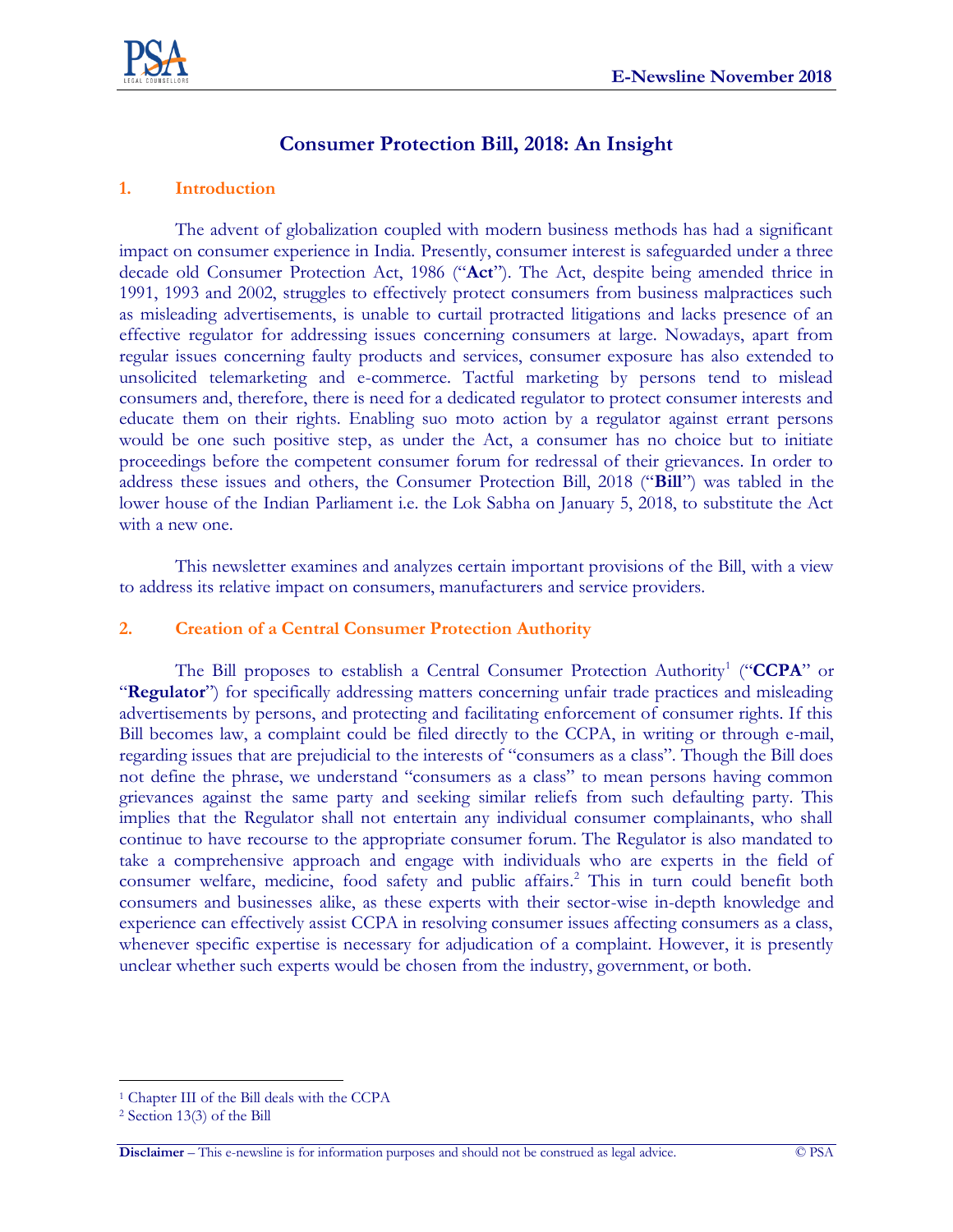# Consumer Protection Bill, 2018: An Insight

## 1. Introduction

The advent of globalization coupled with modern business methods has had a significant impact on consumer experience in India. Presently, consumer interest is safeguarded under a three decade old Consumer Protection Act, 1986 ("**Act**"). The Act, despite being amended thrice in 1991, 1993 and 2002, struggles to effectively protect consumers from business malpractices such as misleading advertisements, is unable to curtail protracted litigations and lacks presence of an effective regulator for addressing issues concerning consumers at large. Nowadays, apart from regular issues concerning faulty products and services, consumer exposure has also extended to unsolicited telemarketing and e-commerce. Tactful marketing by persons tend to mislead consumers and, therefore, there is need for a dedicated regulator to protect consumer interests and educate them on their rights. Enabling suo moto action by a regulator against errant persons would be one such positive step, as under the Act, a consumer has no choice but to initiate proceedings before the competent consumer forum for redressal of their grievances. In order to address these issues and others, the Consumer Protection Bill, 2018 ("**Bill**") was tabled in the lower house of the Indian Parliament i.e. the Lok Sabha on January 5, 2018, to substitute the Act with a new one.

This newsletter examines and analyzes certain important provisions of the Bill, with a view to address its relative impact on consumers, manufacturers and service providers.

## 2. Creation of a Central Consumer Protection Authority

The Bill proposes to establish a Central Consumer Protection Authority[1] ("**CCPA**" or "**Regulator**") for specifically addressing matters concerning unfair trade practices and misleading advertisements by persons, and protecting and facilitating enforcement of consumer rights. If this Bill becomes law, a complaint could be filed directly to the CCPA, in writing or through e-mail, regarding issues that are prejudicial to the interests of "consumers as a class". Though the Bill does not define the phrase, we understand "consumers as a class" to mean persons having common grievances against the same party and seeking similar reliefs from such defaulting party. This implies that the Regulator shall not entertain any individual consumer complainants, who shall continue to have recourse to the appropriate consumer forum. The Regulator is also mandated to take a comprehensive approach and engage with individuals who are experts in the field of consumer welfare, medicine, food safety and public affairs.[2] This in turn could benefit both consumers and businesses alike, as these experts with their sector-wise in-depth knowledge and experience can effectively assist CCPA in resolving consumer issues affecting consumers as a class, whenever specific expertise is necessary for adjudication of a complaint. However, it is presently unclear whether such experts would be chosen from the industry, government, or both.

[1] Chapter III of the Bill deals with the CCPA

[2] Section 13(3) of the Bill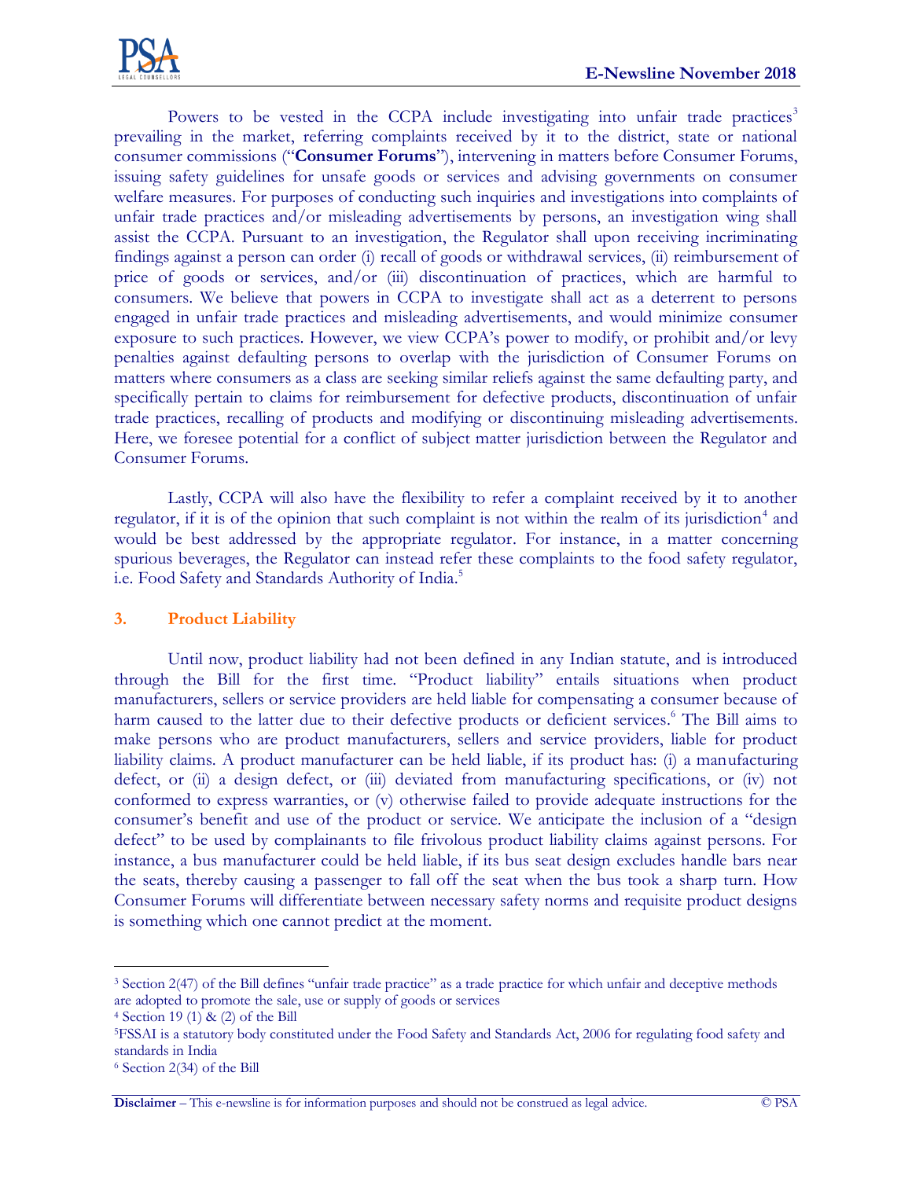Powers to be vested in the CCPA include investigating into unfair trade practices[3] prevailing in the market, referring complaints received by it to the district, state or national consumer commissions ("**Consumer Forums**"), intervening in matters before Consumer Forums, issuing safety guidelines for unsafe goods or services and advising governments on consumer welfare measures. For purposes of conducting such inquiries and investigations into complaints of unfair trade practices and/or misleading advertisements by persons, an investigation wing shall assist the CCPA. Pursuant to an investigation, the Regulator shall upon receiving incriminating findings against a person can order (i) recall of goods or withdrawal services, (ii) reimbursement of price of goods or services, and/or (iii) discontinuation of practices, which are harmful to consumers. We believe that powers in CCPA to investigate shall act as a deterrent to persons engaged in unfair trade practices and misleading advertisements, and would minimize consumer exposure to such practices. However, we view CCPA's power to modify, or prohibit and/or levy penalties against defaulting persons to overlap with the jurisdiction of Consumer Forums on matters where consumers as a class are seeking similar reliefs against the same defaulting party, and specifically pertain to claims for reimbursement for defective products, discontinuation of unfair trade practices, recalling of products and modifying or discontinuing misleading advertisements. Here, we foresee potential for a conflict of subject matter jurisdiction between the Regulator and Consumer Forums.

Lastly, CCPA will also have the flexibility to refer a complaint received by it to another regulator, if it is of the opinion that such complaint is not within the realm of its jurisdiction[4] and would be best addressed by the appropriate regulator. For instance, in a matter concerning spurious beverages, the Regulator can instead refer these complaints to the food safety regulator, i.e. Food Safety and Standards Authority of India.[5]

## 3. Product Liability

Until now, product liability had not been defined in any Indian statute, and is introduced through the Bill for the first time. "Product liability" entails situations when product manufacturers, sellers or service providers are held liable for compensating a consumer because of harm caused to the latter due to their defective products or deficient services.[6] The Bill aims to make persons who are product manufacturers, sellers and service providers, liable for product liability claims. A product manufacturer can be held liable, if its product has: (i) a manufacturing defect, or (ii) a design defect, or (iii) deviated from manufacturing specifications, or (iv) not conformed to express warranties, or (v) otherwise failed to provide adequate instructions for the consumer's benefit and use of the product or service. We anticipate the inclusion of a "design defect" to be used by complainants to file frivolous product liability claims against persons. For instance, a bus manufacturer could be held liable, if its bus seat design excludes handle bars near the seats, thereby causing a passenger to fall off the seat when the bus took a sharp turn. How Consumer Forums will differentiate between necessary safety norms and requisite product designs is something which one cannot predict at the moment.

---

[3] Section 2(47) of the Bill defines "unfair trade practice" as a trade practice for which unfair and deceptive methods are adopted to promote the sale, use or supply of goods or services

[4] Section 19 (1) & (2) of the Bill

[5] FSSAI is a statutory body constituted under the Food Safety and Standards Act, 2006 for regulating food safety and standards in India

[6] Section 2(34) of the Bill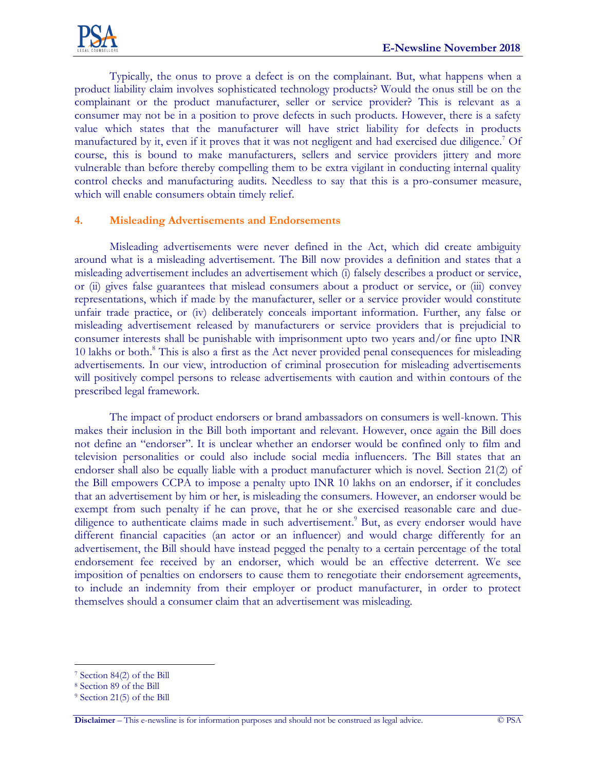Typically, the onus to prove a defect is on the complainant. But, what happens when a product liability claim involves sophisticated technology products? Would the onus still be on the complainant or the product manufacturer, seller or service provider? This is relevant as a consumer may not be in a position to prove defects in such products. However, there is a safety value which states that the manufacturer will have strict liability for defects in products manufactured by it, even if it proves that it was not negligent and had exercised due diligence.[7] Of course, this is bound to make manufacturers, sellers and service providers jittery and more vulnerable than before thereby compelling them to be extra vigilant in conducting internal quality control checks and manufacturing audits. Needless to say that this is a pro-consumer measure, which will enable consumers obtain timely relief.

## 4. Misleading Advertisements and Endorsements

Misleading advertisements were never defined in the Act, which did create ambiguity around what is a misleading advertisement. The Bill now provides a definition and states that a misleading advertisement includes an advertisement which (i) falsely describes a product or service, or (ii) gives false guarantees that mislead consumers about a product or service, or (iii) convey representations, which if made by the manufacturer, seller or a service provider would constitute unfair trade practice, or (iv) deliberately conceals important information. Further, any false or misleading advertisement released by manufacturers or service providers that is prejudicial to consumer interests shall be punishable with imprisonment upto two years and/or fine upto INR 10 lakhs or both.[8] This is also a first as the Act never provided penal consequences for misleading advertisements. In our view, introduction of criminal prosecution for misleading advertisements will positively compel persons to release advertisements with caution and within contours of the prescribed legal framework.

The impact of product endorsers or brand ambassadors on consumers is well-known. This makes their inclusion in the Bill both important and relevant. However, once again the Bill does not define an "endorser". It is unclear whether an endorser would be confined only to film and television personalities or could also include social media influencers. The Bill states that an endorser shall also be equally liable with a product manufacturer which is novel. Section 21(2) of the Bill empowers CCPA to impose a penalty upto INR 10 lakhs on an endorser, if it concludes that an advertisement by him or her, is misleading the consumers. However, an endorser would be exempt from such penalty if he can prove, that he or she exercised reasonable care and due-diligence to authenticate claims made in such advertisement.[9] But, as every endorser would have different financial capacities (an actor or an influencer) and would charge differently for an advertisement, the Bill should have instead pegged the penalty to a certain percentage of the total endorsement fee received by an endorser, which would be an effective deterrent. We see imposition of penalties on endorsers to cause them to renegotiate their endorsement agreements, to include an indemnity from their employer or product manufacturer, in order to protect themselves should a consumer claim that an advertisement was misleading.

---

[7] Section 84(2) of the Bill

[8] Section 89 of the Bill

[9] Section 21(5) of the Bill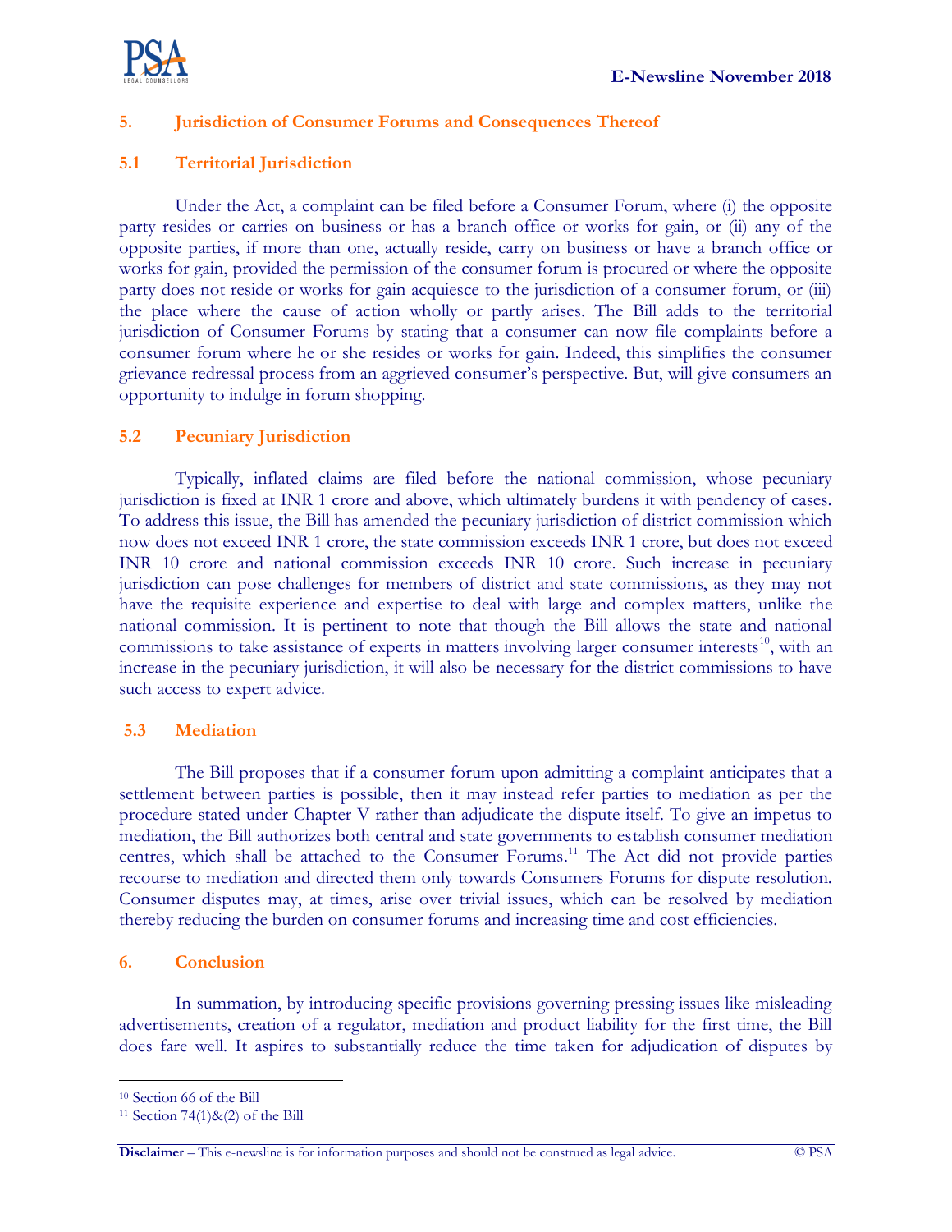## 5. Jurisdiction of Consumer Forums and Consequences Thereof

### 5.1 Territorial Jurisdiction

Under the Act, a complaint can be filed before a Consumer Forum, where (i) the opposite party resides or carries on business or has a branch office or works for gain, or (ii) any of the opposite parties, if more than one, actually reside, carry on business or have a branch office or works for gain, provided the permission of the consumer forum is procured or where the opposite party does not reside or works for gain acquiesce to the jurisdiction of a consumer forum, or (iii) the place where the cause of action wholly or partly arises. The Bill adds to the territorial jurisdiction of Consumer Forums by stating that a consumer can now file complaints before a consumer forum where he or she resides or works for gain. Indeed, this simplifies the consumer grievance redressal process from an aggrieved consumer's perspective. But, will give consumers an opportunity to indulge in forum shopping.

### 5.2 Pecuniary Jurisdiction

Typically, inflated claims are filed before the national commission, whose pecuniary jurisdiction is fixed at INR 1 crore and above, which ultimately burdens it with pendency of cases. To address this issue, the Bill has amended the pecuniary jurisdiction of district commission which now does not exceed INR 1 crore, the state commission exceeds INR 1 crore, but does not exceed INR 10 crore and national commission exceeds INR 10 crore. Such increase in pecuniary jurisdiction can pose challenges for members of district and state commissions, as they may not have the requisite experience and expertise to deal with large and complex matters, unlike the national commission. It is pertinent to note that though the Bill allows the state and national commissions to take assistance of experts in matters involving larger consumer interests[10], with an increase in the pecuniary jurisdiction, it will also be necessary for the district commissions to have such access to expert advice.

### 5.3 Mediation

The Bill proposes that if a consumer forum upon admitting a complaint anticipates that a settlement between parties is possible, then it may instead refer parties to mediation as per the procedure stated under Chapter V rather than adjudicate the dispute itself. To give an impetus to mediation, the Bill authorizes both central and state governments to establish consumer mediation centres, which shall be attached to the Consumer Forums.[11] The Act did not provide parties recourse to mediation and directed them only towards Consumers Forums for dispute resolution. Consumer disputes may, at times, arise over trivial issues, which can be resolved by mediation thereby reducing the burden on consumer forums and increasing time and cost efficiencies.

## 6. Conclusion

In summation, by introducing specific provisions governing pressing issues like misleading advertisements, creation of a regulator, mediation and product liability for the first time, the Bill does fare well. It aspires to substantially reduce the time taken for adjudication of disputes by

---

[10] Section 66 of the Bill

[11] Section 74(1)&(2) of the Bill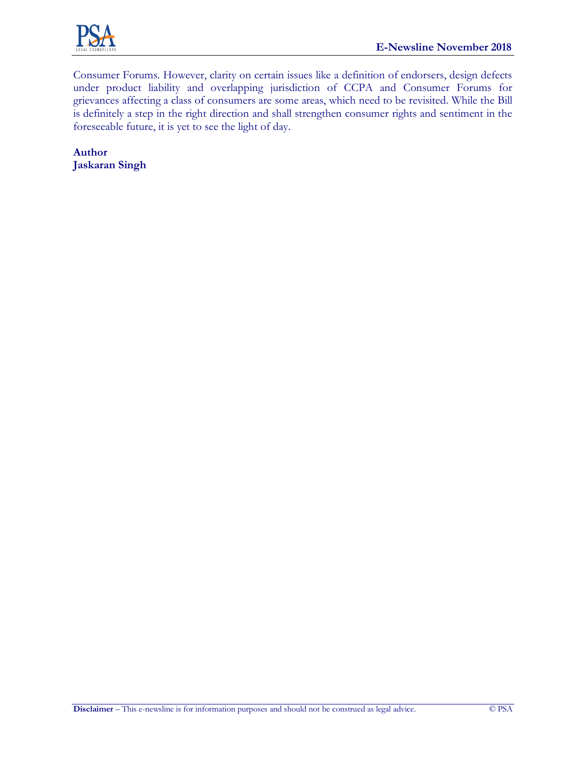Consumer Forums. However, clarity on certain issues like a definition of endorsers, design defects under product liability and overlapping jurisdiction of CCPA and Consumer Forums for grievances affecting a class of consumers are some areas, which need to be revisited. While the Bill is definitely a step in the right direction and shall strengthen consumer rights and sentiment in the foreseeable future, it is yet to see the light of day.

**Author**
**Jaskaran Singh**